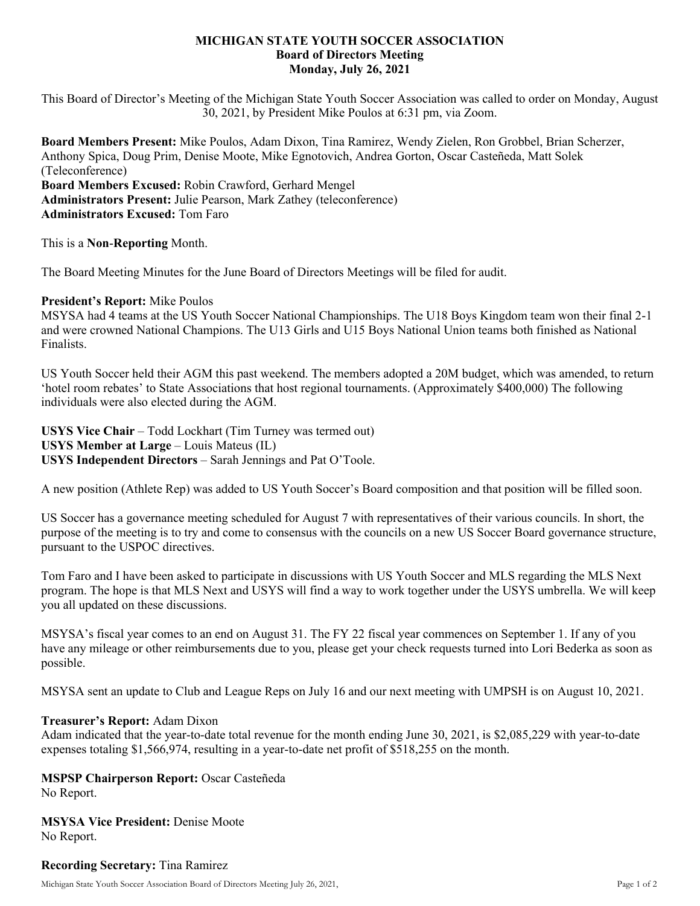**MICHIGAN STATE YOUTH SOCCER ASSOCIATION**
**Board of Directors Meeting**
**Monday, July 26, 2021**

This Board of Director's Meeting of the Michigan State Youth Soccer Association was called to order on Monday, August 30, 2021, by President Mike Poulos at 6:31 pm, via Zoom.

**Board Members Present:** Mike Poulos, Adam Dixon, Tina Ramirez, Wendy Zielen, Ron Grobbel, Brian Scherzer, Anthony Spica, Doug Prim, Denise Moote, Mike Egnotovich, Andrea Gorton, Oscar Casteñeda, Matt Solek (Teleconference)
**Board Members Excused:** Robin Crawford, Gerhard Mengel
**Administrators Present:** Julie Pearson, Mark Zathey (teleconference)
**Administrators Excused:** Tom Faro

This is a **Non-Reporting** Month.

The Board Meeting Minutes for the June Board of Directors Meetings will be filed for audit.

**President's Report:** Mike Poulos
MSYSA had 4 teams at the US Youth Soccer National Championships. The U18 Boys Kingdom team won their final 2-1 and were crowned National Champions. The U13 Girls and U15 Boys National Union teams both finished as National Finalists.

US Youth Soccer held their AGM this past weekend. The members adopted a 20M budget, which was amended, to return 'hotel room rebates' to State Associations that host regional tournaments. (Approximately $400,000) The following individuals were also elected during the AGM.

**USYS Vice Chair** – Todd Lockhart (Tim Turney was termed out)
**USYS Member at Large** – Louis Mateus (IL)
**USYS Independent Directors** – Sarah Jennings and Pat O'Toole.

A new position (Athlete Rep) was added to US Youth Soccer's Board composition and that position will be filled soon.

US Soccer has a governance meeting scheduled for August 7 with representatives of their various councils. In short, the purpose of the meeting is to try and come to consensus with the councils on a new US Soccer Board governance structure, pursuant to the USPOC directives.

Tom Faro and I have been asked to participate in discussions with US Youth Soccer and MLS regarding the MLS Next program. The hope is that MLS Next and USYS will find a way to work together under the USYS umbrella. We will keep you all updated on these discussions.

MSYSA's fiscal year comes to an end on August 31. The FY 22 fiscal year commences on September 1. If any of you have any mileage or other reimbursements due to you, please get your check requests turned into Lori Bederka as soon as possible.

MSYSA sent an update to Club and League Reps on July 16 and our next meeting with UMPSH is on August 10, 2021.

**Treasurer's Report:** Adam Dixon
Adam indicated that the year-to-date total revenue for the month ending June 30, 2021, is $2,085,229 with year-to-date expenses totaling $1,566,974, resulting in a year-to-date net profit of $518,255 on the month.

**MSPSP Chairperson Report:** Oscar Casteñeda
No Report.

**MSYSA Vice President:** Denise Moote
No Report.

**Recording Secretary:** Tina Ramirez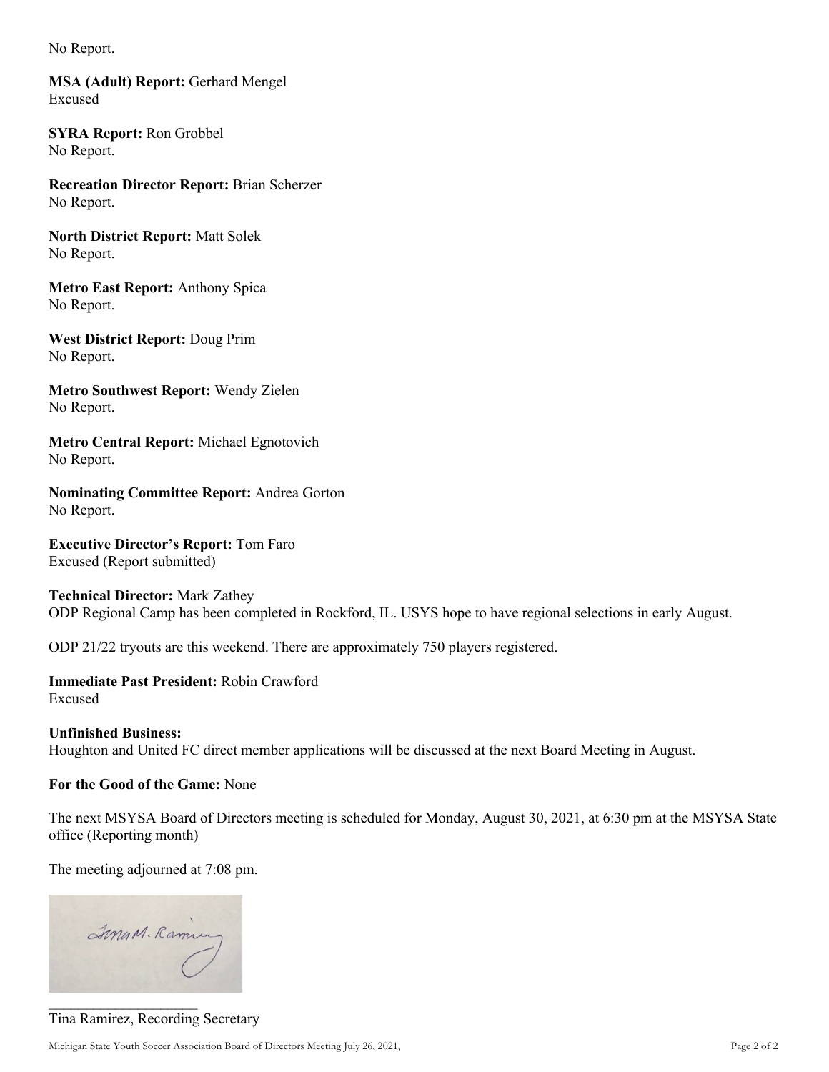No Report.

**MSA (Adult) Report:** Gerhard Mengel
Excused

**SYRA Report:** Ron Grobbel
No Report.

**Recreation Director Report:** Brian Scherzer
No Report.

**North District Report:** Matt Solek
No Report.

**Metro East Report:** Anthony Spica
No Report.

**West District Report:** Doug Prim
No Report.

**Metro Southwest Report:** Wendy Zielen
No Report.

**Metro Central Report:** Michael Egnotovich
No Report.

**Nominating Committee Report:** Andrea Gorton
No Report.

**Executive Director's Report:** Tom Faro
Excused (Report submitted)

**Technical Director:** Mark Zathey
ODP Regional Camp has been completed in Rockford, IL. USYS hope to have regional selections in early August.

ODP 21/22 tryouts are this weekend. There are approximately 750 players registered.

**Immediate Past President:** Robin Crawford
Excused

**Unfinished Business:**
Houghton and United FC direct member applications will be discussed at the next Board Meeting in August.

**For the Good of the Game:** None

The next MSYSA Board of Directors meeting is scheduled for Monday, August 30, 2021, at 6:30 pm at the MSYSA State office (Reporting month)

The meeting adjourned at 7:08 pm.

Tina M. Ramirez

____________________
Tina Ramirez, Recording Secretary